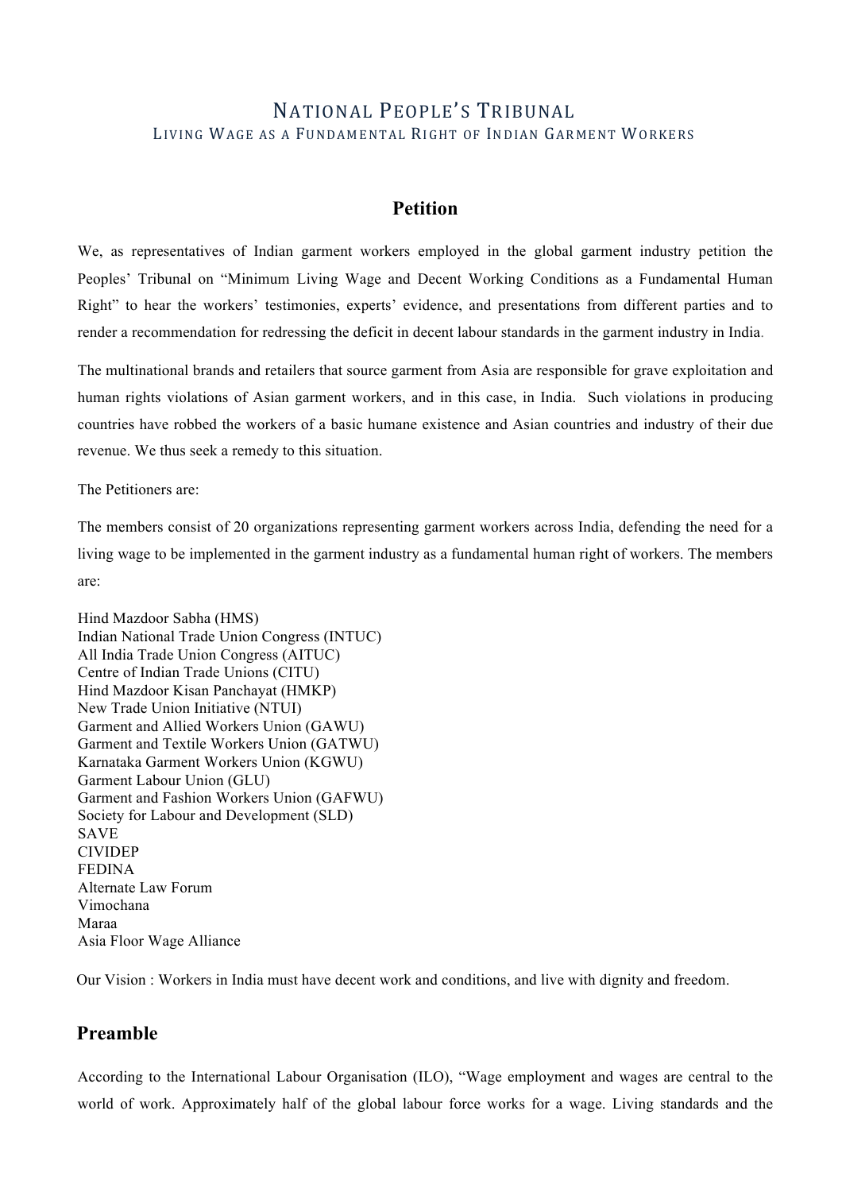# National People's Tribunal

## Living Wage as a Fundamental Right of Indian Garment Workers

## Petition

We, as representatives of Indian garment workers employed in the global garment industry petition the Peoples' Tribunal on "Minimum Living Wage and Decent Working Conditions as a Fundamental Human Right" to hear the workers' testimonies, experts' evidence, and presentations from different parties and to render a recommendation for redressing the deficit in decent labour standards in the garment industry in India.

The multinational brands and retailers that source garment from Asia are responsible for grave exploitation and human rights violations of Asian garment workers, and in this case, in India. Such violations in producing countries have robbed the workers of a basic humane existence and Asian countries and industry of their due revenue. We thus seek a remedy to this situation.

The Petitioners are:

The members consist of 20 organizations representing garment workers across India, defending the need for a living wage to be implemented in the garment industry as a fundamental human right of workers. The members are:

Hind Mazdoor Sabha (HMS)
Indian National Trade Union Congress (INTUC)
All India Trade Union Congress (AITUC)
Centre of Indian Trade Unions (CITU)
Hind Mazdoor Kisan Panchayat (HMKP)
New Trade Union Initiative (NTUI)
Garment and Allied Workers Union (GAWU)
Garment and Textile Workers Union (GATWU)
Karnataka Garment Workers Union (KGWU)
Garment Labour Union (GLU)
Garment and Fashion Workers Union (GAFWU)
Society for Labour and Development (SLD)
SAVE
CIVIDEP
FEDINA
Alternate Law Forum
Vimochana
Maraa
Asia Floor Wage Alliance

Our Vision : Workers in India must have decent work and conditions, and live with dignity and freedom.

## Preamble

According to the International Labour Organisation (ILO), "Wage employment and wages are central to the world of work. Approximately half of the global labour force works for a wage. Living standards and the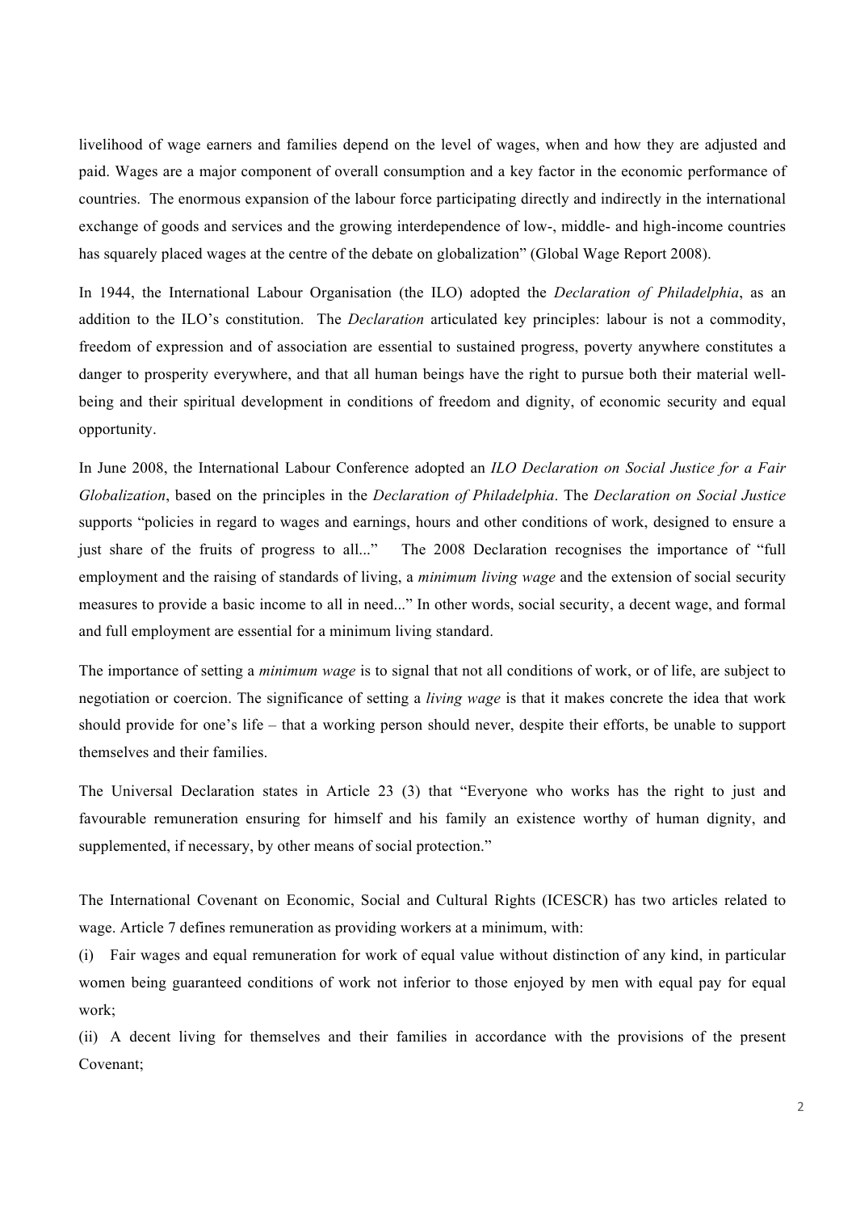livelihood of wage earners and families depend on the level of wages, when and how they are adjusted and paid. Wages are a major component of overall consumption and a key factor in the economic performance of countries. The enormous expansion of the labour force participating directly and indirectly in the international exchange of goods and services and the growing interdependence of low-, middle- and high-income countries has squarely placed wages at the centre of the debate on globalization" (Global Wage Report 2008).

In 1944, the International Labour Organisation (the ILO) adopted the *Declaration of Philadelphia*, as an addition to the ILO's constitution. The *Declaration* articulated key principles: labour is not a commodity, freedom of expression and of association are essential to sustained progress, poverty anywhere constitutes a danger to prosperity everywhere, and that all human beings have the right to pursue both their material well-being and their spiritual development in conditions of freedom and dignity, of economic security and equal opportunity.

In June 2008, the International Labour Conference adopted an *ILO Declaration on Social Justice for a Fair Globalization*, based on the principles in the *Declaration of Philadelphia*. The *Declaration on Social Justice* supports "policies in regard to wages and earnings, hours and other conditions of work, designed to ensure a just share of the fruits of progress to all..." The 2008 Declaration recognises the importance of "full employment and the raising of standards of living, a *minimum living wage* and the extension of social security measures to provide a basic income to all in need..." In other words, social security, a decent wage, and formal and full employment are essential for a minimum living standard.

The importance of setting a *minimum wage* is to signal that not all conditions of work, or of life, are subject to negotiation or coercion. The significance of setting a *living wage* is that it makes concrete the idea that work should provide for one's life – that a working person should never, despite their efforts, be unable to support themselves and their families.

The Universal Declaration states in Article 23 (3) that "Everyone who works has the right to just and favourable remuneration ensuring for himself and his family an existence worthy of human dignity, and supplemented, if necessary, by other means of social protection."

The International Covenant on Economic, Social and Cultural Rights (ICESCR) has two articles related to wage. Article 7 defines remuneration as providing workers at a minimum, with:

(i) Fair wages and equal remuneration for work of equal value without distinction of any kind, in particular women being guaranteed conditions of work not inferior to those enjoyed by men with equal pay for equal work;

(ii) A decent living for themselves and their families in accordance with the provisions of the present Covenant;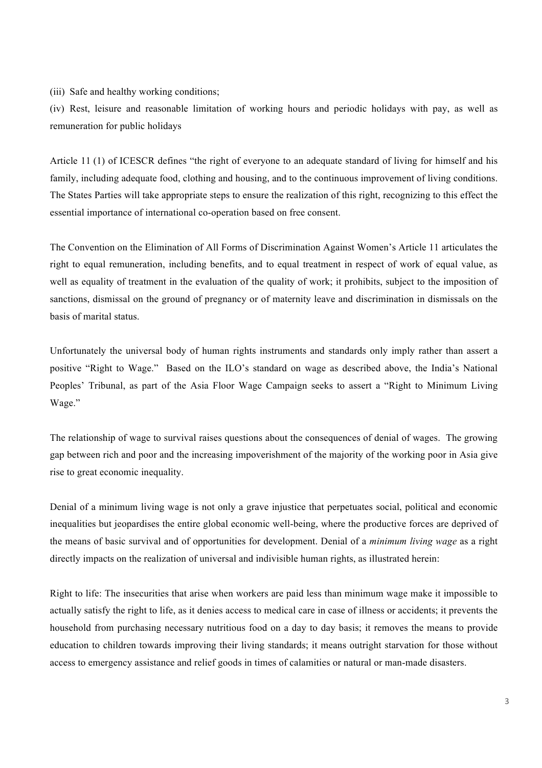(iii) Safe and healthy working conditions;

(iv) Rest, leisure and reasonable limitation of working hours and periodic holidays with pay, as well as remuneration for public holidays

Article 11 (1) of ICESCR defines "the right of everyone to an adequate standard of living for himself and his family, including adequate food, clothing and housing, and to the continuous improvement of living conditions. The States Parties will take appropriate steps to ensure the realization of this right, recognizing to this effect the essential importance of international co-operation based on free consent.

The Convention on the Elimination of All Forms of Discrimination Against Women's Article 11 articulates the right to equal remuneration, including benefits, and to equal treatment in respect of work of equal value, as well as equality of treatment in the evaluation of the quality of work; it prohibits, subject to the imposition of sanctions, dismissal on the ground of pregnancy or of maternity leave and discrimination in dismissals on the basis of marital status.

Unfortunately the universal body of human rights instruments and standards only imply rather than assert a positive "Right to Wage." Based on the ILO's standard on wage as described above, the India's National Peoples' Tribunal, as part of the Asia Floor Wage Campaign seeks to assert a "Right to Minimum Living Wage."

The relationship of wage to survival raises questions about the consequences of denial of wages. The growing gap between rich and poor and the increasing impoverishment of the majority of the working poor in Asia give rise to great economic inequality.

Denial of a minimum living wage is not only a grave injustice that perpetuates social, political and economic inequalities but jeopardises the entire global economic well-being, where the productive forces are deprived of the means of basic survival and of opportunities for development. Denial of a *minimum living wage* as a right directly impacts on the realization of universal and indivisible human rights, as illustrated herein:

Right to life: The insecurities that arise when workers are paid less than minimum wage make it impossible to actually satisfy the right to life, as it denies access to medical care in case of illness or accidents; it prevents the household from purchasing necessary nutritious food on a day to day basis; it removes the means to provide education to children towards improving their living standards; it means outright starvation for those without access to emergency assistance and relief goods in times of calamities or natural or man-made disasters.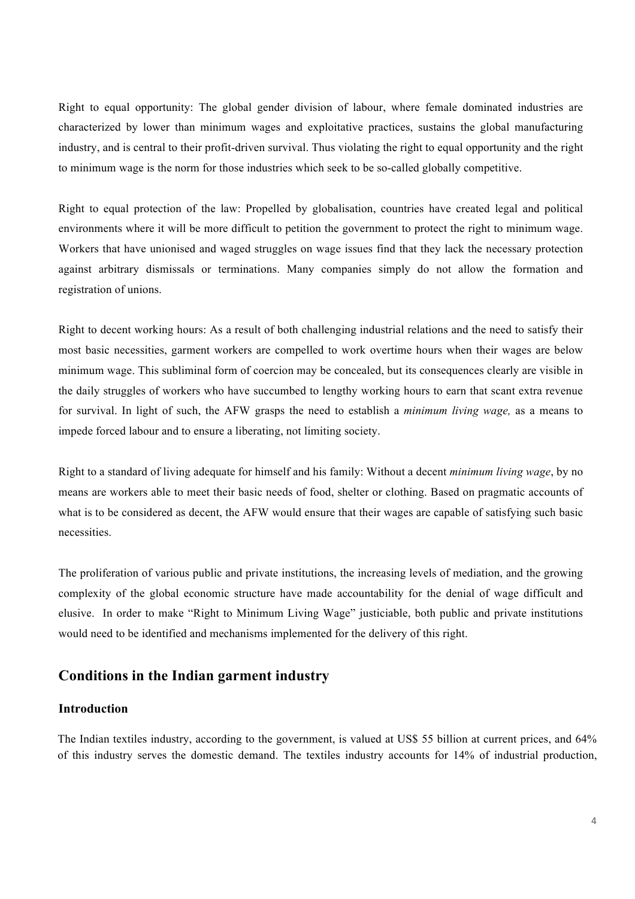Right to equal opportunity: The global gender division of labour, where female dominated industries are characterized by lower than minimum wages and exploitative practices, sustains the global manufacturing industry, and is central to their profit-driven survival. Thus violating the right to equal opportunity and the right to minimum wage is the norm for those industries which seek to be so-called globally competitive.

Right to equal protection of the law: Propelled by globalisation, countries have created legal and political environments where it will be more difficult to petition the government to protect the right to minimum wage. Workers that have unionised and waged struggles on wage issues find that they lack the necessary protection against arbitrary dismissals or terminations. Many companies simply do not allow the formation and registration of unions.

Right to decent working hours: As a result of both challenging industrial relations and the need to satisfy their most basic necessities, garment workers are compelled to work overtime hours when their wages are below minimum wage. This subliminal form of coercion may be concealed, but its consequences clearly are visible in the daily struggles of workers who have succumbed to lengthy working hours to earn that scant extra revenue for survival. In light of such, the AFW grasps the need to establish a *minimum living wage,* as a means to impede forced labour and to ensure a liberating, not limiting society.

Right to a standard of living adequate for himself and his family: Without a decent *minimum living wage*, by no means are workers able to meet their basic needs of food, shelter or clothing. Based on pragmatic accounts of what is to be considered as decent, the AFW would ensure that their wages are capable of satisfying such basic necessities.

The proliferation of various public and private institutions, the increasing levels of mediation, and the growing complexity of the global economic structure have made accountability for the denial of wage difficult and elusive. In order to make "Right to Minimum Living Wage" justiciable, both public and private institutions would need to be identified and mechanisms implemented for the delivery of this right.

## Conditions in the Indian garment industry

### Introduction

The Indian textiles industry, according to the government, is valued at US$ 55 billion at current prices, and 64% of this industry serves the domestic demand. The textiles industry accounts for 14% of industrial production,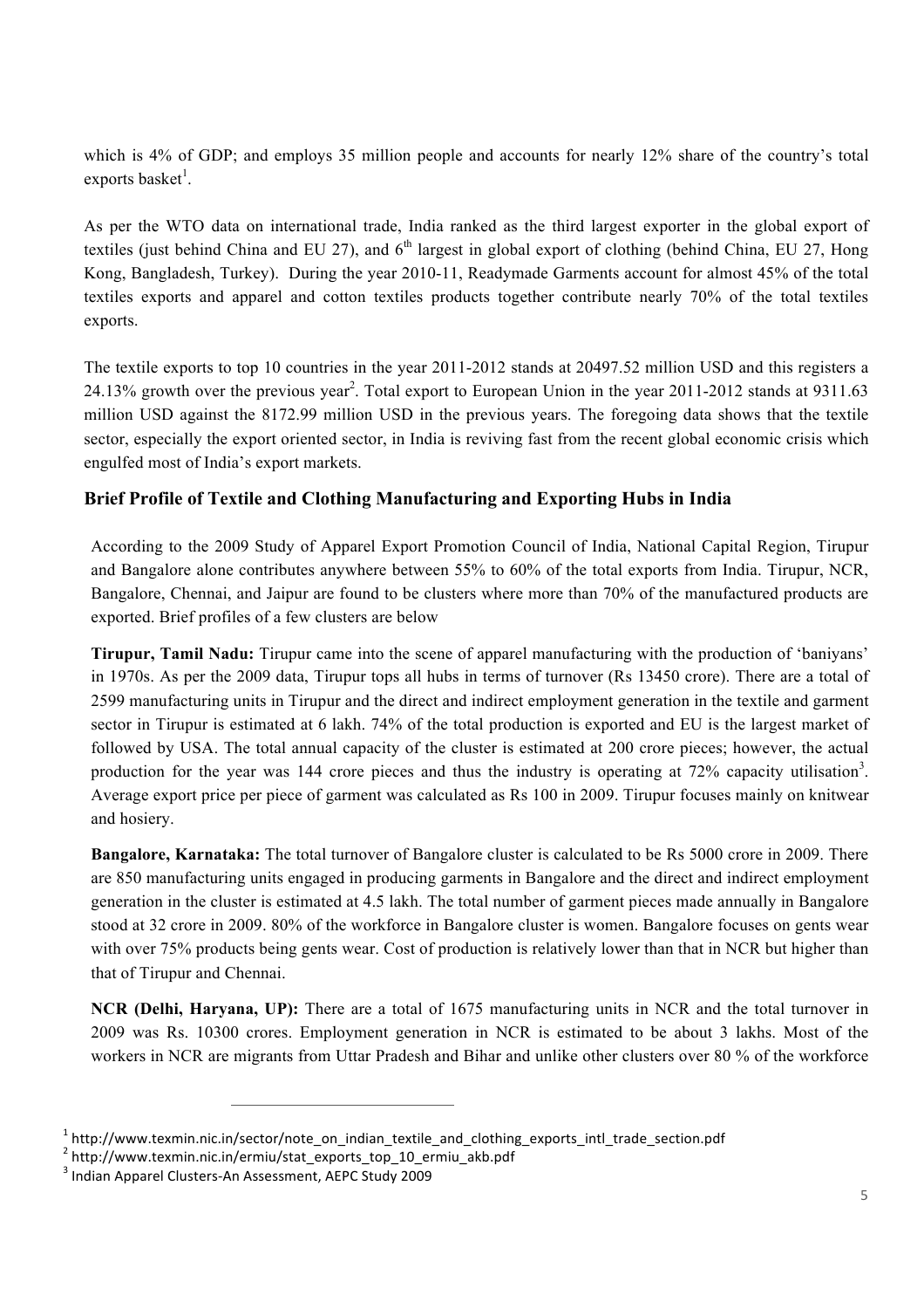which is 4% of GDP; and employs 35 million people and accounts for nearly 12% share of the country's total exports basket[1].

As per the WTO data on international trade, India ranked as the third largest exporter in the global export of textiles (just behind China and EU 27), and 6th largest in global export of clothing (behind China, EU 27, Hong Kong, Bangladesh, Turkey). During the year 2010-11, Readymade Garments account for almost 45% of the total textiles exports and apparel and cotton textiles products together contribute nearly 70% of the total textiles exports.

The textile exports to top 10 countries in the year 2011-2012 stands at 20497.52 million USD and this registers a 24.13% growth over the previous year[2]. Total export to European Union in the year 2011-2012 stands at 9311.63 million USD against the 8172.99 million USD in the previous years. The foregoing data shows that the textile sector, especially the export oriented sector, in India is reviving fast from the recent global economic crisis which engulfed most of India's export markets.

## Brief Profile of Textile and Clothing Manufacturing and Exporting Hubs in India

According to the 2009 Study of Apparel Export Promotion Council of India, National Capital Region, Tirupur and Bangalore alone contributes anywhere between 55% to 60% of the total exports from India. Tirupur, NCR, Bangalore, Chennai, and Jaipur are found to be clusters where more than 70% of the manufactured products are exported. Brief profiles of a few clusters are below

**Tirupur, Tamil Nadu:** Tirupur came into the scene of apparel manufacturing with the production of 'baniyans' in 1970s. As per the 2009 data, Tirupur tops all hubs in terms of turnover (Rs 13450 crore). There are a total of 2599 manufacturing units in Tirupur and the direct and indirect employment generation in the textile and garment sector in Tirupur is estimated at 6 lakh. 74% of the total production is exported and EU is the largest market of followed by USA. The total annual capacity of the cluster is estimated at 200 crore pieces; however, the actual production for the year was 144 crore pieces and thus the industry is operating at 72% capacity utilisation[3]. Average export price per piece of garment was calculated as Rs 100 in 2009. Tirupur focuses mainly on knitwear and hosiery.

**Bangalore, Karnataka:** The total turnover of Bangalore cluster is calculated to be Rs 5000 crore in 2009. There are 850 manufacturing units engaged in producing garments in Bangalore and the direct and indirect employment generation in the cluster is estimated at 4.5 lakh. The total number of garment pieces made annually in Bangalore stood at 32 crore in 2009. 80% of the workforce in Bangalore cluster is women. Bangalore focuses on gents wear with over 75% products being gents wear. Cost of production is relatively lower than that in NCR but higher than that of Tirupur and Chennai.

**NCR (Delhi, Haryana, UP):** There are a total of 1675 manufacturing units in NCR and the total turnover in 2009 was Rs. 10300 crores. Employment generation in NCR is estimated to be about 3 lakhs. Most of the workers in NCR are migrants from Uttar Pradesh and Bihar and unlike other clusters over 80 % of the workforce

---

[1] http://www.texmin.nic.in/sector/note_on_indian_textile_and_clothing_exports_intl_trade_section.pdf

[2] http://www.texmin.nic.in/ermiu/stat_exports_top_10_ermiu_akb.pdf

[3] Indian Apparel Clusters-An Assessment, AEPC Study 2009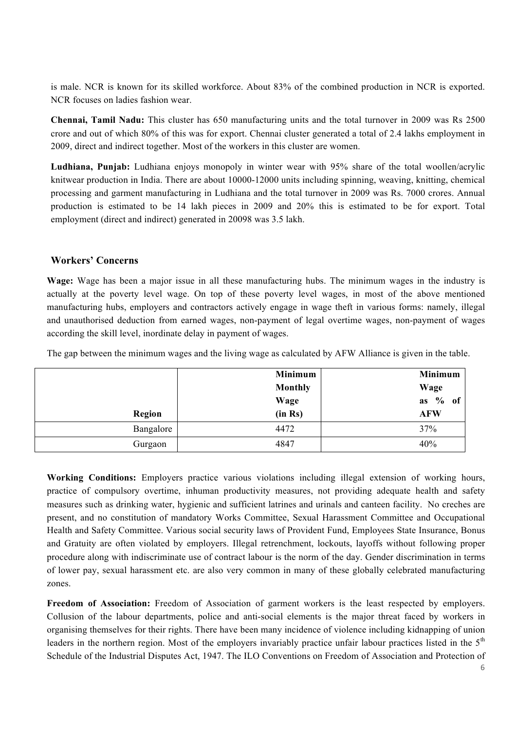is male. NCR is known for its skilled workforce. About 83% of the combined production in NCR is exported. NCR focuses on ladies fashion wear.

**Chennai, Tamil Nadu:** This cluster has 650 manufacturing units and the total turnover in 2009 was Rs 2500 crore and out of which 80% of this was for export. Chennai cluster generated a total of 2.4 lakhs employment in 2009, direct and indirect together. Most of the workers in this cluster are women.

**Ludhiana, Punjab:** Ludhiana enjoys monopoly in winter wear with 95% share of the total woollen/acrylic knitwear production in India. There are about 10000-12000 units including spinning, weaving, knitting, chemical processing and garment manufacturing in Ludhiana and the total turnover in 2009 was Rs. 7000 crores. Annual production is estimated to be 14 lakh pieces in 2009 and 20% this is estimated to be for export. Total employment (direct and indirect) generated in 20098 was 3.5 lakh.

## Workers' Concerns

**Wage:** Wage has been a major issue in all these manufacturing hubs. The minimum wages in the industry is actually at the poverty level wage. On top of these poverty level wages, in most of the above mentioned manufacturing hubs, employers and contractors actively engage in wage theft in various forms: namely, illegal and unauthorised deduction from earned wages, non-payment of legal overtime wages, non-payment of wages according the skill level, inordinate delay in payment of wages.

The gap between the minimum wages and the living wage as calculated by AFW Alliance is given in the table.

| Region | Minimum Monthly Wage (in Rs) | Minimum Wage as % of AFW |
|---|---|---|
| Bangalore | 4472 | 37% |
| Gurgaon | 4847 | 40% |

**Working Conditions:** Employers practice various violations including illegal extension of working hours, practice of compulsory overtime, inhuman productivity measures, not providing adequate health and safety measures such as drinking water, hygienic and sufficient latrines and urinals and canteen facility. No creches are present, and no constitution of mandatory Works Committee, Sexual Harassment Committee and Occupational Health and Safety Committee. Various social security laws of Provident Fund, Employees State Insurance, Bonus and Gratuity are often violated by employers. Illegal retrenchment, lockouts, layoffs without following proper procedure along with indiscriminate use of contract labour is the norm of the day. Gender discrimination in terms of lower pay, sexual harassment etc. are also very common in many of these globally celebrated manufacturing zones.

**Freedom of Association:** Freedom of Association of garment workers is the least respected by employers. Collusion of the labour departments, police and anti-social elements is the major threat faced by workers in organising themselves for their rights. There have been many incidence of violence including kidnapping of union leaders in the northern region. Most of the employers invariably practice unfair labour practices listed in the 5th Schedule of the Industrial Disputes Act, 1947. The ILO Conventions on Freedom of Association and Protection of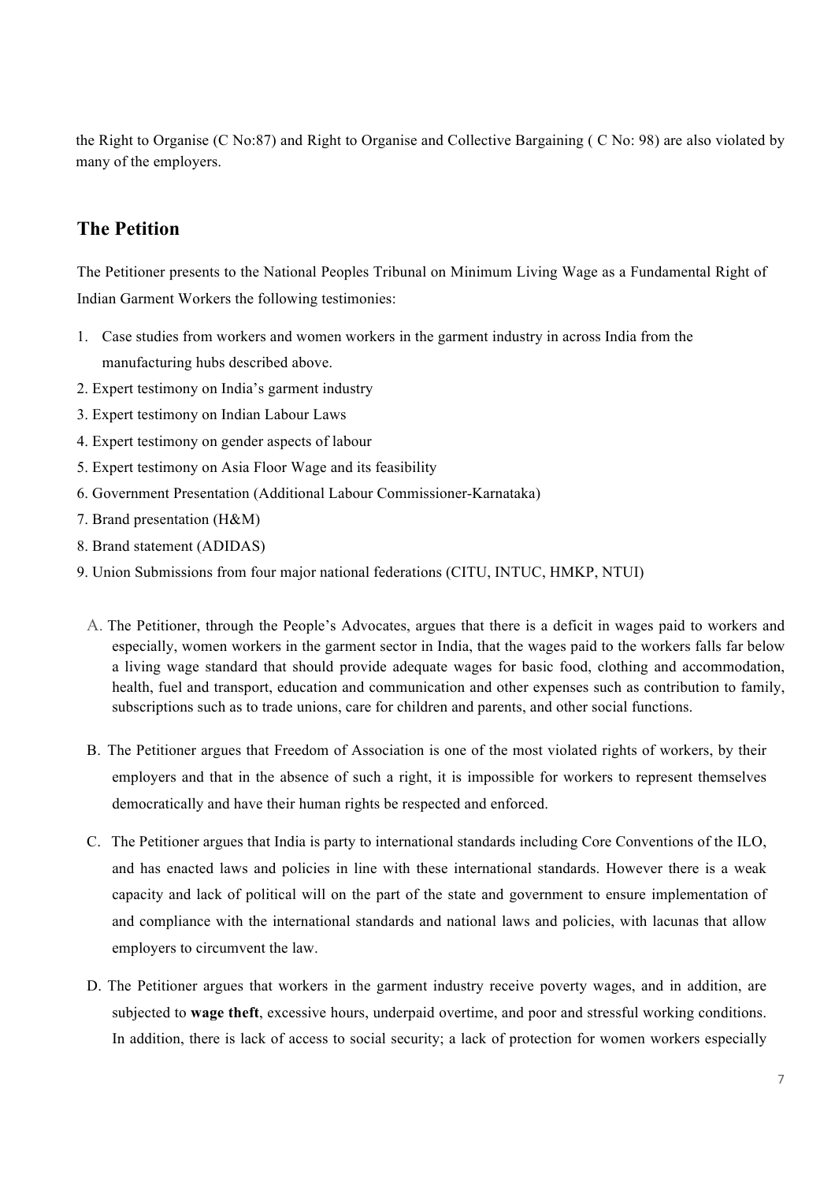the Right to Organise (C No:87) and Right to Organise and Collective Bargaining ( C No: 98) are also violated by many of the employers.

## The Petition

The Petitioner presents to the National Peoples Tribunal on Minimum Living Wage as a Fundamental Right of Indian Garment Workers the following testimonies:

1. Case studies from workers and women workers in the garment industry in across India from the manufacturing hubs described above.
2. Expert testimony on India's garment industry
3. Expert testimony on Indian Labour Laws
4. Expert testimony on gender aspects of labour
5. Expert testimony on Asia Floor Wage and its feasibility
6. Government Presentation (Additional Labour Commissioner-Karnataka)
7. Brand presentation (H&M)
8. Brand statement (ADIDAS)
9. Union Submissions from four major national federations (CITU, INTUC, HMKP, NTUI)

A. The Petitioner, through the People's Advocates, argues that there is a deficit in wages paid to workers and especially, women workers in the garment sector in India, that the wages paid to the workers falls far below a living wage standard that should provide adequate wages for basic food, clothing and accommodation, health, fuel and transport, education and communication and other expenses such as contribution to family, subscriptions such as to trade unions, care for children and parents, and other social functions.

B. The Petitioner argues that Freedom of Association is one of the most violated rights of workers, by their employers and that in the absence of such a right, it is impossible for workers to represent themselves democratically and have their human rights be respected and enforced.

C. The Petitioner argues that India is party to international standards including Core Conventions of the ILO, and has enacted laws and policies in line with these international standards. However there is a weak capacity and lack of political will on the part of the state and government to ensure implementation of and compliance with the international standards and national laws and policies, with lacunas that allow employers to circumvent the law.

D. The Petitioner argues that workers in the garment industry receive poverty wages, and in addition, are subjected to **wage theft**, excessive hours, underpaid overtime, and poor and stressful working conditions. In addition, there is lack of access to social security; a lack of protection for women workers especially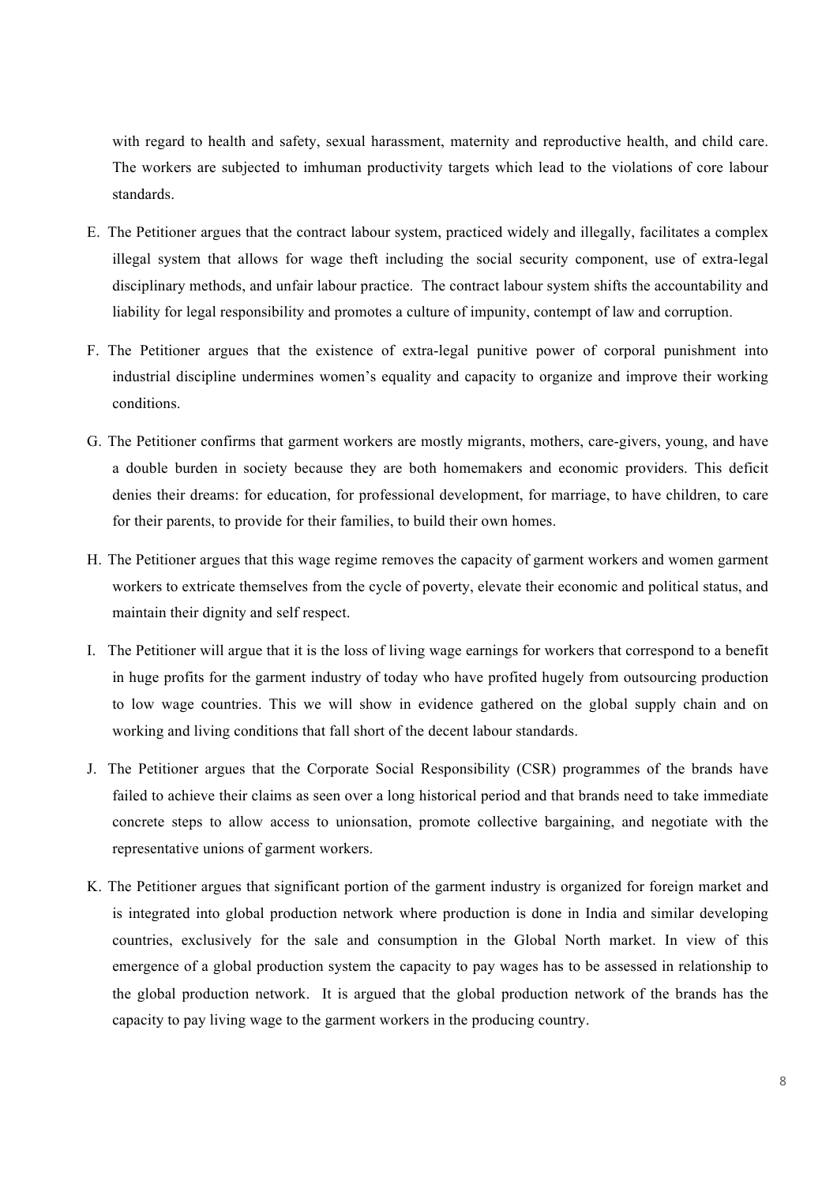with regard to health and safety, sexual harassment, maternity and reproductive health, and child care. The workers are subjected to imhuman productivity targets which lead to the violations of core labour standards.

E. The Petitioner argues that the contract labour system, practiced widely and illegally, facilitates a complex illegal system that allows for wage theft including the social security component, use of extra-legal disciplinary methods, and unfair labour practice. The contract labour system shifts the accountability and liability for legal responsibility and promotes a culture of impunity, contempt of law and corruption.

F. The Petitioner argues that the existence of extra-legal punitive power of corporal punishment into industrial discipline undermines women's equality and capacity to organize and improve their working conditions.

G. The Petitioner confirms that garment workers are mostly migrants, mothers, care-givers, young, and have a double burden in society because they are both homemakers and economic providers. This deficit denies their dreams: for education, for professional development, for marriage, to have children, to care for their parents, to provide for their families, to build their own homes.

H. The Petitioner argues that this wage regime removes the capacity of garment workers and women garment workers to extricate themselves from the cycle of poverty, elevate their economic and political status, and maintain their dignity and self respect.

I. The Petitioner will argue that it is the loss of living wage earnings for workers that correspond to a benefit in huge profits for the garment industry of today who have profited hugely from outsourcing production to low wage countries. This we will show in evidence gathered on the global supply chain and on working and living conditions that fall short of the decent labour standards.

J. The Petitioner argues that the Corporate Social Responsibility (CSR) programmes of the brands have failed to achieve their claims as seen over a long historical period and that brands need to take immediate concrete steps to allow access to unionsation, promote collective bargaining, and negotiate with the representative unions of garment workers.

K. The Petitioner argues that significant portion of the garment industry is organized for foreign market and is integrated into global production network where production is done in India and similar developing countries, exclusively for the sale and consumption in the Global North market. In view of this emergence of a global production system the capacity to pay wages has to be assessed in relationship to the global production network. It is argued that the global production network of the brands has the capacity to pay living wage to the garment workers in the producing country.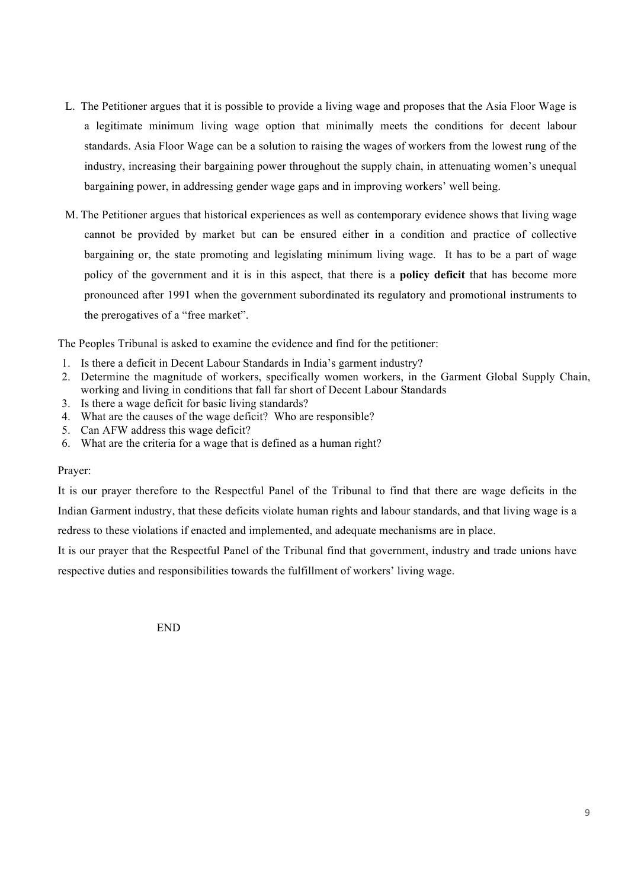L. The Petitioner argues that it is possible to provide a living wage and proposes that the Asia Floor Wage is a legitimate minimum living wage option that minimally meets the conditions for decent labour standards. Asia Floor Wage can be a solution to raising the wages of workers from the lowest rung of the industry, increasing their bargaining power throughout the supply chain, in attenuating women's unequal bargaining power, in addressing gender wage gaps and in improving workers' well being.

M. The Petitioner argues that historical experiences as well as contemporary evidence shows that living wage cannot be provided by market but can be ensured either in a condition and practice of collective bargaining or, the state promoting and legislating minimum living wage. It has to be a part of wage policy of the government and it is in this aspect, that there is a **policy deficit** that has become more pronounced after 1991 when the government subordinated its regulatory and promotional instruments to the prerogatives of a "free market".

The Peoples Tribunal is asked to examine the evidence and find for the petitioner:

1. Is there a deficit in Decent Labour Standards in India's garment industry?
2. Determine the magnitude of workers, specifically women workers, in the Garment Global Supply Chain, working and living in conditions that fall far short of Decent Labour Standards
3. Is there a wage deficit for basic living standards?
4. What are the causes of the wage deficit? Who are responsible?
5. Can AFW address this wage deficit?
6. What are the criteria for a wage that is defined as a human right?

Prayer:

It is our prayer therefore to the Respectful Panel of the Tribunal to find that there are wage deficits in the Indian Garment industry, that these deficits violate human rights and labour standards, and that living wage is a redress to these violations if enacted and implemented, and adequate mechanisms are in place.

It is our prayer that the Respectful Panel of the Tribunal find that government, industry and trade unions have respective duties and responsibilities towards the fulfillment of workers' living wage.

END